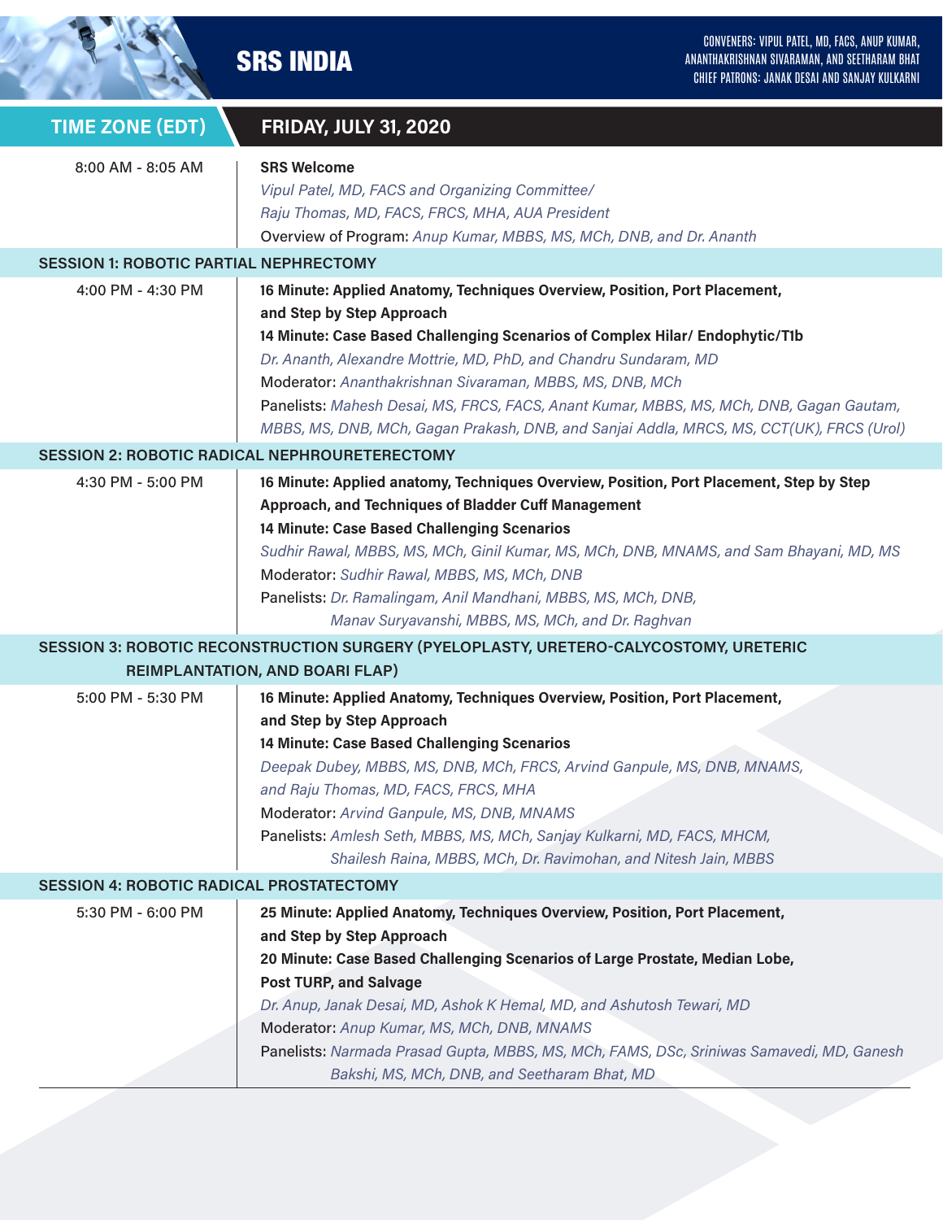# SRS INDIA

CONVENERS: VIPUL PATEL, MD, FACS, ANUP KUMAR, ANANTHAKRISHNAN SIVARAMAN, AND SEETHARAM BHAT
CHIEF PATRONS: JANAK DESAI AND SANJAY KULKARNI

| TIME ZONE (EDT) | FRIDAY, JULY 31, 2020 |
|---|---|
| 8:00 AM - 8:05 AM | **SRS Welcome**<br>*Vipul Patel, MD, FACS and Organizing Committee/*<br>*Raju Thomas, MD, FACS, FRCS, MHA, AUA President*<br>Overview of Program: *Anup Kumar, MBBS, MS, MCh, DNB, and Dr. Ananth* |
| **SESSION 1: ROBOTIC PARTIAL NEPHRECTOMY** | |
| 4:00 PM - 4:30 PM | **16 Minute: Applied Anatomy, Techniques Overview, Position, Port Placement, and Step by Step Approach**<br>**14 Minute: Case Based Challenging Scenarios of Complex Hilar/ Endophytic/T1b**<br>*Dr. Ananth, Alexandre Mottrie, MD, PhD, and Chandru Sundaram, MD*<br>Moderator: *Ananthakrishnan Sivaraman, MBBS, MS, DNB, MCh*<br>Panelists: *Mahesh Desai, MS, FRCS, FACS, Anant Kumar, MBBS, MS, MCh, DNB, Gagan Gautam, MBBS, MS, DNB, MCh, Gagan Prakash, DNB, and Sanjai Addla, MRCS, MS, CCT(UK), FRCS (Urol)* |
| **SESSION 2: ROBOTIC RADICAL NEPHROURETERECTOMY** | |
| 4:30 PM - 5:00 PM | **16 Minute: Applied anatomy, Techniques Overview, Position, Port Placement, Step by Step Approach, and Techniques of Bladder Cuff Management**<br>**14 Minute: Case Based Challenging Scenarios**<br>*Sudhir Rawal, MBBS, MS, MCh, Ginil Kumar, MS, MCh, DNB, MNAMS, and Sam Bhayani, MD, MS*<br>Moderator: *Sudhir Rawal, MBBS, MS, MCh, DNB*<br>Panelists: *Dr. Ramalingam, Anil Mandhani, MBBS, MS, MCh, DNB, Manav Suryavanshi, MBBS, MS, MCh, and Dr. Raghvan* |
| **SESSION 3: ROBOTIC RECONSTRUCTION SURGERY (PYELOPLASTY, URETERO-CALYCOSTOMY, URETERIC REIMPLANTATION, AND BOARI FLAP)** | |
| 5:00 PM - 5:30 PM | **16 Minute: Applied Anatomy, Techniques Overview, Position, Port Placement, and Step by Step Approach**<br>**14 Minute: Case Based Challenging Scenarios**<br>*Deepak Dubey, MBBS, MS, DNB, MCh, FRCS, Arvind Ganpule, MS, DNB, MNAMS, and Raju Thomas, MD, FACS, FRCS, MHA*<br>Moderator: *Arvind Ganpule, MS, DNB, MNAMS*<br>Panelists: *Amlesh Seth, MBBS, MS, MCh, Sanjay Kulkarni, MD, FACS, MHCM, Shailesh Raina, MBBS, MCh, Dr. Ravimohan, and Nitesh Jain, MBBS* |
| **SESSION 4: ROBOTIC RADICAL PROSTATECTOMY** | |
| 5:30 PM - 6:00 PM | **25 Minute: Applied Anatomy, Techniques Overview, Position, Port Placement, and Step by Step Approach**<br>**20 Minute: Case Based Challenging Scenarios of Large Prostate, Median Lobe, Post TURP, and Salvage**<br>*Dr. Anup, Janak Desai, MD, Ashok K Hemal, MD, and Ashutosh Tewari, MD*<br>Moderator: *Anup Kumar, MS, MCh, DNB, MNAMS*<br>Panelists: *Narmada Prasad Gupta, MBBS, MS, MCh, FAMS, DSc, Sriniwas Samavedi, MD, Ganesh Bakshi, MS, MCh, DNB, and Seetharam Bhat, MD* |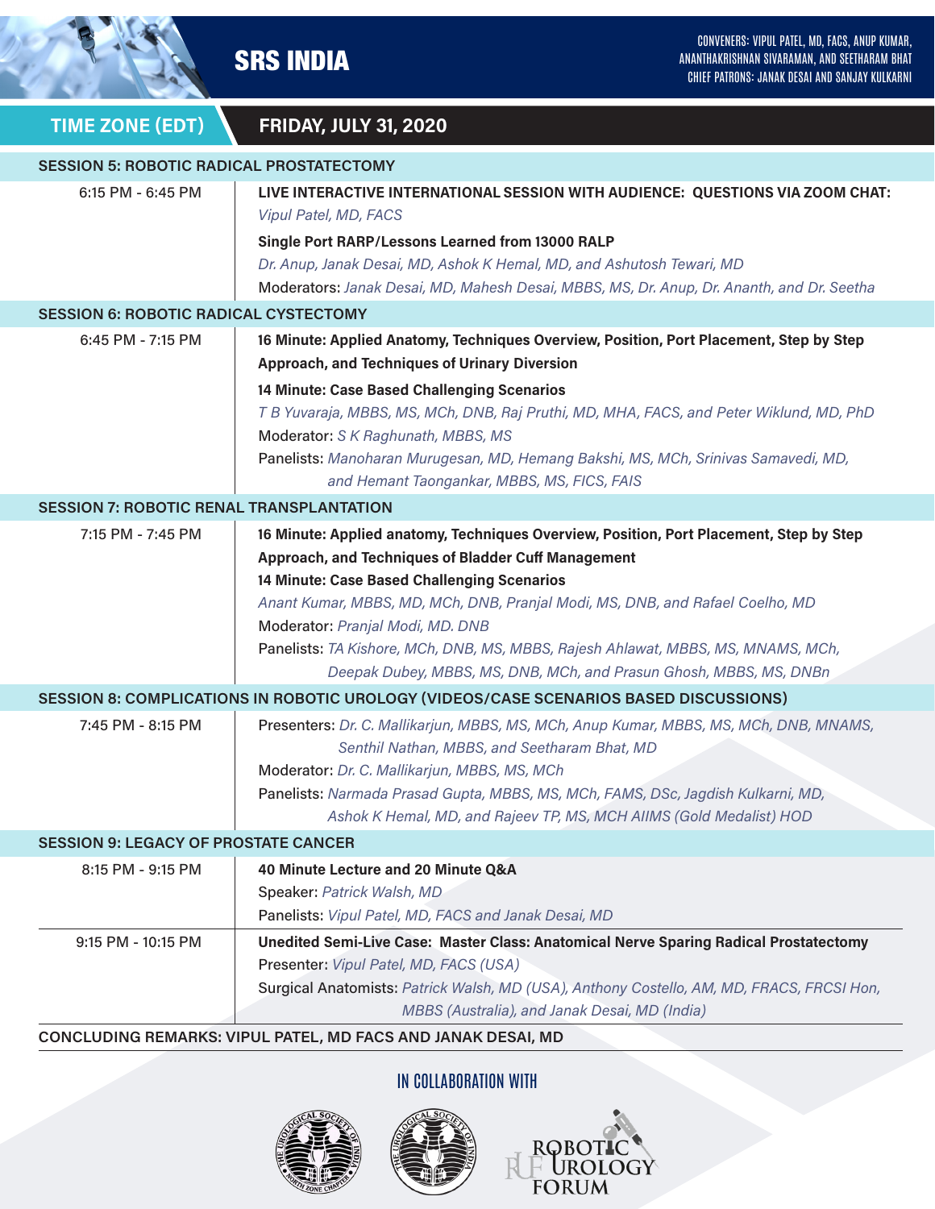# SRS INDIA

CONVENERS: VIPUL PATEL, MD, FACS, ANUP KUMAR, ANANTHAKRISHNAN SIVARAMAN, AND SEETHARAM BHAT
CHIEF PATRONS: JANAK DESAI AND SANJAY KULKARNI

| TIME ZONE (EDT) | FRIDAY, JULY 31, 2020 |
|---|---|
| **SESSION 5: ROBOTIC RADICAL PROSTATECTOMY** | |
| 6:15 PM - 6:45 PM | **LIVE INTERACTIVE INTERNATIONAL SESSION WITH AUDIENCE: QUESTIONS VIA ZOOM CHAT:** *Vipul Patel, MD, FACS*<br>**Single Port RARP/Lessons Learned from 13000 RALP**<br>*Dr. Anup, Janak Desai, MD, Ashok K Hemal, MD, and Ashutosh Tewari, MD*<br>Moderators: *Janak Desai, MD, Mahesh Desai, MBBS, MS, Dr. Anup, Dr. Ananth, and Dr. Seetha* |
| **SESSION 6: ROBOTIC RADICAL CYSTECTOMY** | |
| 6:45 PM - 7:15 PM | **16 Minute: Applied Anatomy, Techniques Overview, Position, Port Placement, Step by Step Approach, and Techniques of Urinary Diversion**<br>**14 Minute: Case Based Challenging Scenarios**<br>*T B Yuvaraja, MBBS, MS, MCh, DNB, Raj Pruthi, MD, MHA, FACS, and Peter Wiklund, MD, PhD*<br>Moderator: *S K Raghunath, MBBS, MS*<br>Panelists: *Manoharan Murugesan, MD, Hemang Bakshi, MS, MCh, Srinivas Samavedi, MD, and Hemant Taongankar, MBBS, MS, FICS, FAIS* |
| **SESSION 7: ROBOTIC RENAL TRANSPLANTATION** | |
| 7:15 PM - 7:45 PM | **16 Minute: Applied anatomy, Techniques Overview, Position, Port Placement, Step by Step Approach, and Techniques of Bladder Cuff Management**<br>**14 Minute: Case Based Challenging Scenarios**<br>*Anant Kumar, MBBS, MD, MCh, DNB, Pranjal Modi, MS, DNB, and Rafael Coelho, MD*<br>Moderator: *Pranjal Modi, MD. DNB*<br>Panelists: *TA Kishore, MCh, DNB, MS, MBBS, Rajesh Ahlawat, MBBS, MS, MNAMS, MCh, Deepak Dubey, MBBS, MS, DNB, MCh, and Prasun Ghosh, MBBS, MS, DNBn* |
| **SESSION 8: COMPLICATIONS IN ROBOTIC UROLOGY (VIDEOS/CASE SCENARIOS BASED DISCUSSIONS)** | |
| 7:45 PM - 8:15 PM | Presenters: *Dr. C. Mallikarjun, MBBS, MS, MCh, Anup Kumar, MBBS, MS, MCh, DNB, MNAMS, Senthil Nathan, MBBS, and Seetharam Bhat, MD*<br>Moderator: *Dr. C. Mallikarjun, MBBS, MS, MCh*<br>Panelists: *Narmada Prasad Gupta, MBBS, MS, MCh, FAMS, DSc, Jagdish Kulkarni, MD, Ashok K Hemal, MD, and Rajeev TP, MS, MCH AIIMS (Gold Medalist) HOD* |
| **SESSION 9: LEGACY OF PROSTATE CANCER** | |
| 8:15 PM - 9:15 PM | **40 Minute Lecture and 20 Minute Q&A**<br>Speaker: *Patrick Walsh, MD*<br>Panelists: *Vipul Patel, MD, FACS and Janak Desai, MD* |
| 9:15 PM - 10:15 PM | **Unedited Semi-Live Case: Master Class: Anatomical Nerve Sparing Radical Prostatectomy**<br>Presenter: *Vipul Patel, MD, FACS (USA)*<br>Surgical Anatomists: *Patrick Walsh, MD (USA), Anthony Costello, AM, MD, FRACS, FRCSI Hon, MBBS (Australia), and Janak Desai, MD (India)* |

**CONCLUDING REMARKS: VIPUL PATEL, MD FACS AND JANAK DESAI, MD**

IN COLLABORATION WITH

THE UROLOGICAL SOCIETY OF INDIA NORTH ZONE CHAPTER

THE UROLOGICAL SOCIETY OF INDIA

ROBOTIC UROLOGY FORUM